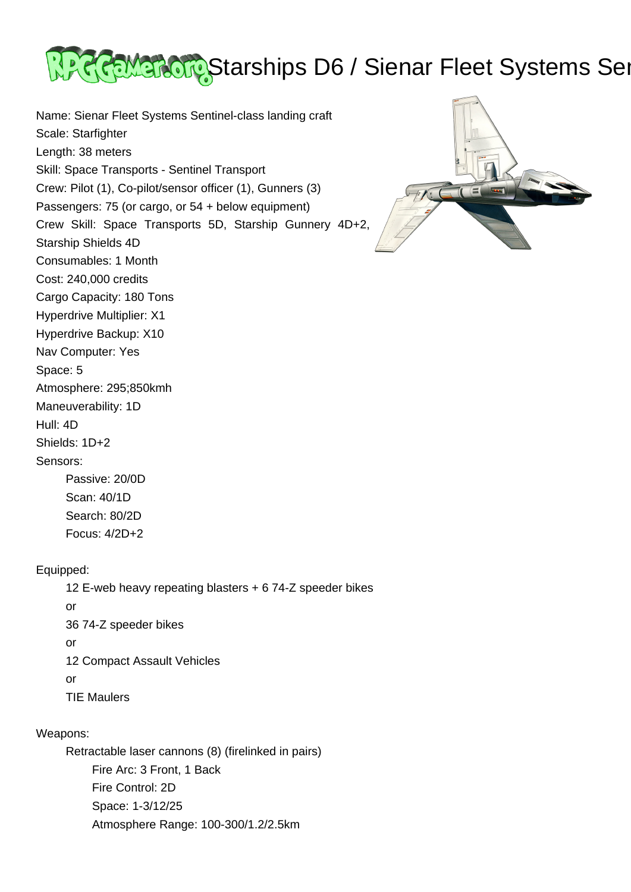# Starships D6 / Sienar Fleet Systems Sentinel-class landing craft

Name: Sienar Fleet Systems Sentinel-class landing craft
Scale: Starfighter
Length: 38 meters
Skill: Space Transports - Sentinel Transport
Crew: Pilot (1), Co-pilot/sensor officer (1), Gunners (3)
Passengers: 75 (or cargo, or 54 + below equipment)
Crew Skill: Space Transports 5D, Starship Gunnery 4D+2, Starship Shields 4D
Consumables: 1 Month
Cost: 240,000 credits
Cargo Capacity: 180 Tons
Hyperdrive Multiplier: X1
Hyperdrive Backup: X10
Nav Computer: Yes
Space: 5
Atmosphere: 295;850kmh
Maneuverability: 1D
Hull: 4D
Shields: 1D+2
Sensors:

- Passive: 20/0D
- Scan: 40/1D
- Search: 80/2D
- Focus: 4/2D+2

Equipped:

- 12 E-web heavy repeating blasters + 6 74-Z speeder bikes
- or
- 36 74-Z speeder bikes
- or
- 12 Compact Assault Vehicles
- or
- TIE Maulers

Weapons:

- Retractable laser cannons (8) (firelinked in pairs)
  - Fire Arc: 3 Front, 1 Back
  - Fire Control: 2D
  - Space: 1-3/12/25
  - Atmosphere Range: 100-300/1.2/2.5km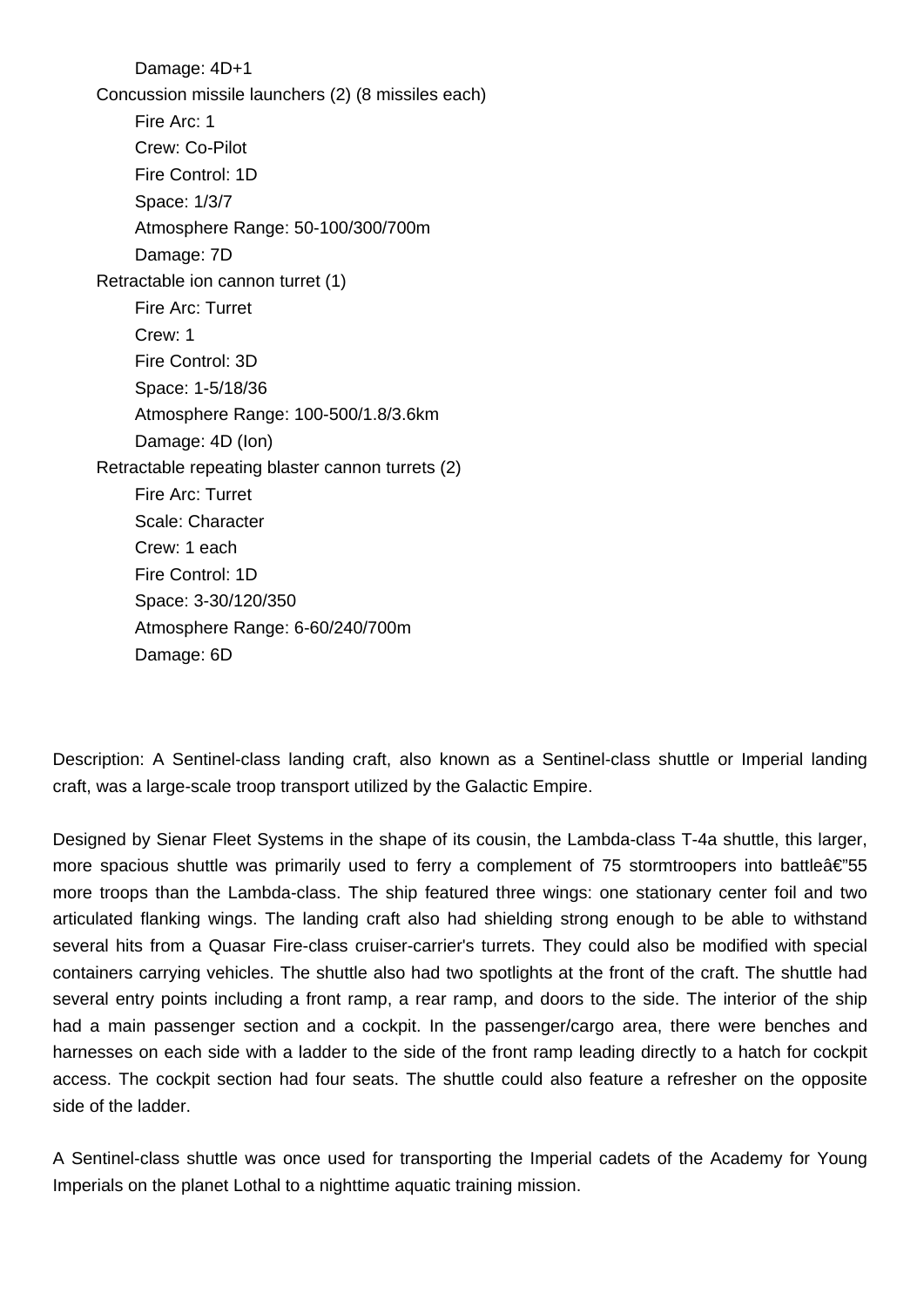Damage: 4D+1

Concussion missile launchers (2) (8 missiles each)

Fire Arc: 1
Crew: Co-Pilot
Fire Control: 1D
Space: 1/3/7
Atmosphere Range: 50-100/300/700m
Damage: 7D

Retractable ion cannon turret (1)

Fire Arc: Turret
Crew: 1
Fire Control: 3D
Space: 1-5/18/36
Atmosphere Range: 100-500/1.8/3.6km
Damage: 4D (Ion)

Retractable repeating blaster cannon turrets (2)

Fire Arc: Turret
Scale: Character
Crew: 1 each
Fire Control: 1D
Space: 3-30/120/350
Atmosphere Range: 6-60/240/700m
Damage: 6D

Description: A Sentinel-class landing craft, also known as a Sentinel-class shuttle or Imperial landing craft, was a large-scale troop transport utilized by the Galactic Empire.

Designed by Sienar Fleet Systems in the shape of its cousin, the Lambda-class T-4a shuttle, this larger, more spacious shuttle was primarily used to ferry a complement of 75 stormtroopers into battleâ€"55 more troops than the Lambda-class. The ship featured three wings: one stationary center foil and two articulated flanking wings. The landing craft also had shielding strong enough to be able to withstand several hits from a Quasar Fire-class cruiser-carrier's turrets. They could also be modified with special containers carrying vehicles. The shuttle also had two spotlights at the front of the craft. The shuttle had several entry points including a front ramp, a rear ramp, and doors to the side. The interior of the ship had a main passenger section and a cockpit. In the passenger/cargo area, there were benches and harnesses on each side with a ladder to the side of the front ramp leading directly to a hatch for cockpit access. The cockpit section had four seats. The shuttle could also feature a refresher on the opposite side of the ladder.

A Sentinel-class shuttle was once used for transporting the Imperial cadets of the Academy for Young Imperials on the planet Lothal to a nighttime aquatic training mission.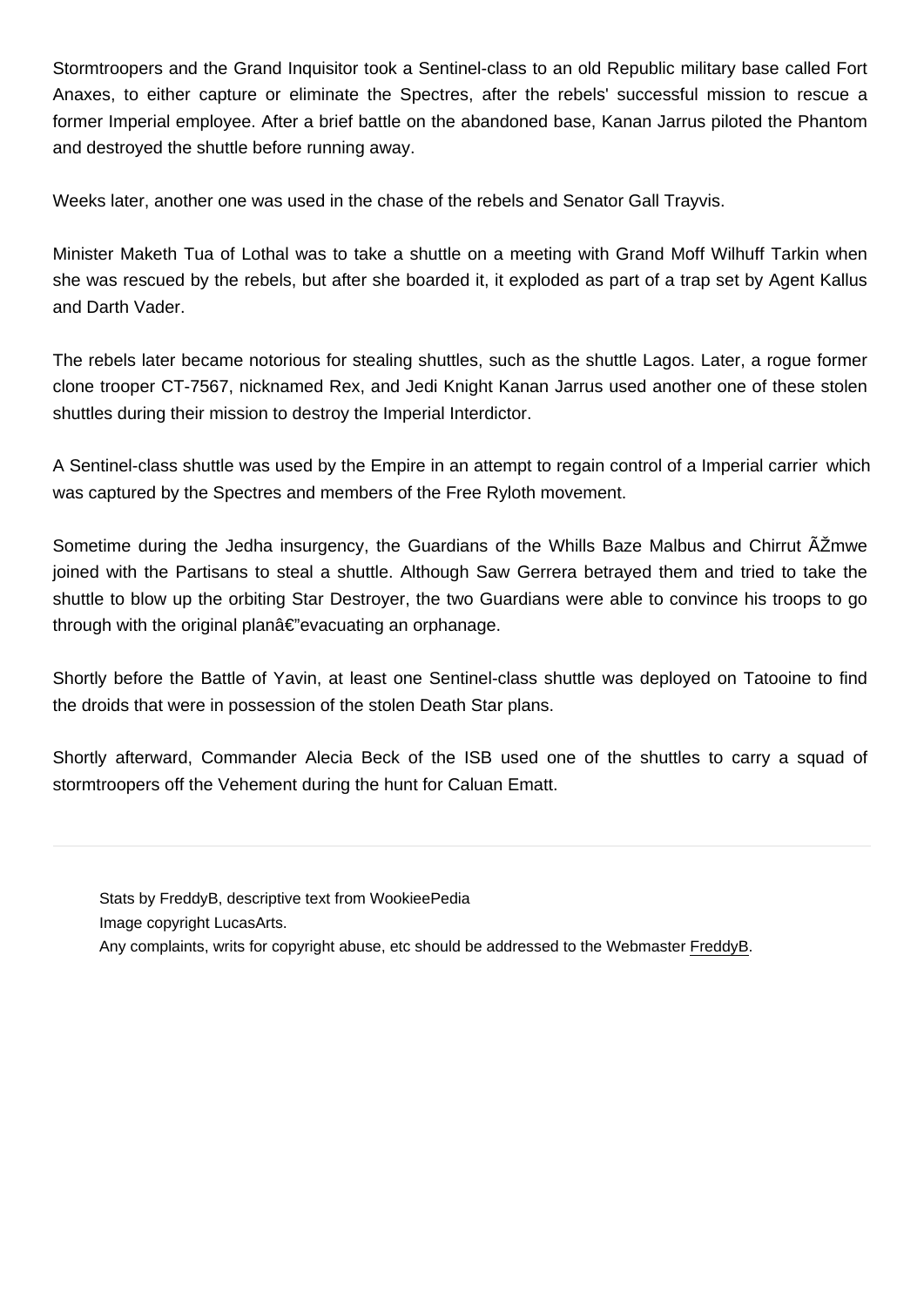Stormtroopers and the Grand Inquisitor took a Sentinel-class to an old Republic military base called Fort Anaxes, to either capture or eliminate the Spectres, after the rebels' successful mission to rescue a former Imperial employee. After a brief battle on the abandoned base, Kanan Jarrus piloted the Phantom and destroyed the shuttle before running away.

Weeks later, another one was used in the chase of the rebels and Senator Gall Trayvis.

Minister Maketh Tua of Lothal was to take a shuttle on a meeting with Grand Moff Wilhuff Tarkin when she was rescued by the rebels, but after she boarded it, it exploded as part of a trap set by Agent Kallus and Darth Vader.

The rebels later became notorious for stealing shuttles, such as the shuttle Lagos. Later, a rogue former clone trooper CT-7567, nicknamed Rex, and Jedi Knight Kanan Jarrus used another one of these stolen shuttles during their mission to destroy the Imperial Interdictor.

A Sentinel-class shuttle was used by the Empire in an attempt to regain control of a Imperial carrier which was captured by the Spectres and members of the Free Ryloth movement.

Sometime during the Jedha insurgency, the Guardians of the Whills Baze Malbus and Chirrut ÃŽmwe joined with the Partisans to steal a shuttle. Although Saw Gerrera betrayed them and tried to take the shuttle to blow up the orbiting Star Destroyer, the two Guardians were able to convince his troops to go through with the original planâ€”evacuating an orphanage.

Shortly before the Battle of Yavin, at least one Sentinel-class shuttle was deployed on Tatooine to find the droids that were in possession of the stolen Death Star plans.

Shortly afterward, Commander Alecia Beck of the ISB used one of the shuttles to carry a squad of stormtroopers off the Vehement during the hunt for Caluan Ematt.

---

Stats by FreddyB, descriptive text from WookieePedia
Image copyright LucasArts.
Any complaints, writs for copyright abuse, etc should be addressed to the Webmaster FreddyB.